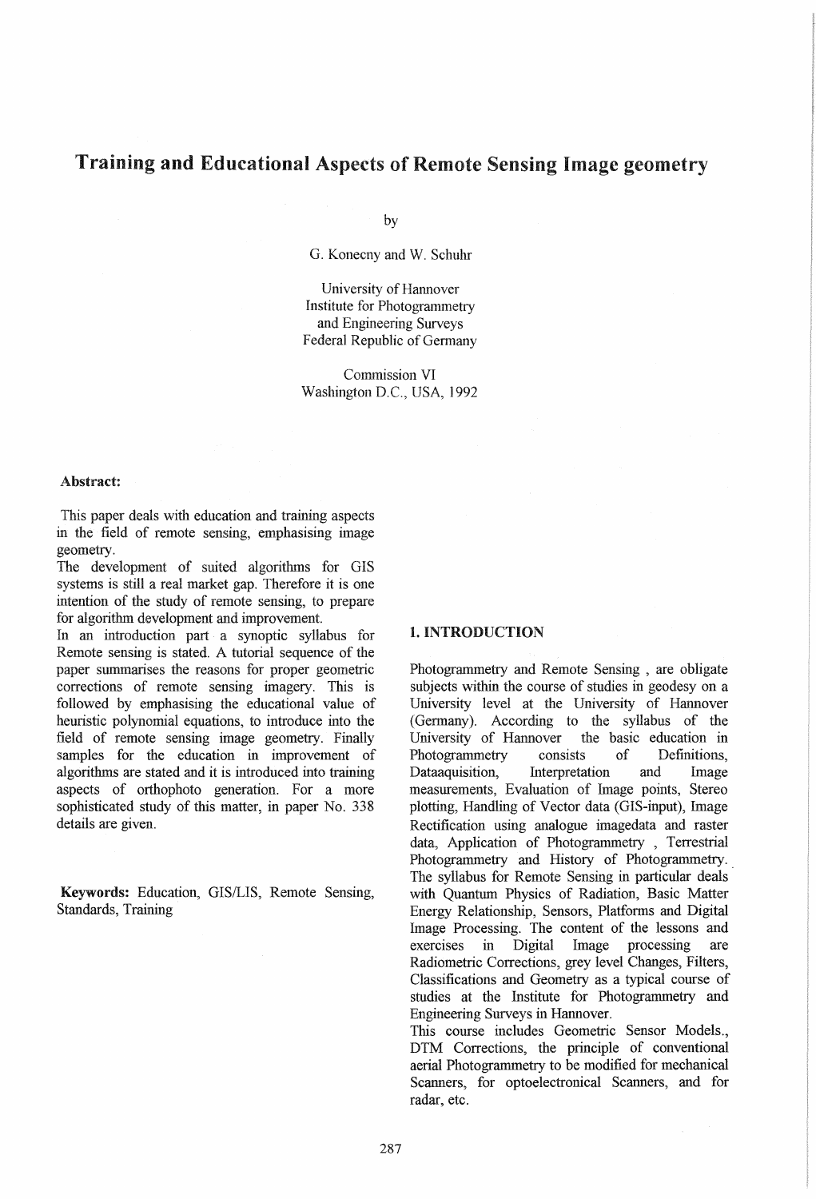# Training and Educational Aspects of Remote Sensing Image geometry

by

G. Konecny and W. Schuhr

University of Hannover
Institute for Photogrammetry
and Engineering Surveys
Federal Republic of Germany

Commission VI
Washington D.C., USA, 1992

**Abstract:**

This paper deals with education and training aspects in the field of remote sensing, emphasising image geometry.
The development of suited algorithms for GIS systems is still a real market gap. Therefore it is one intention of the study of remote sensing, to prepare for algorithm development and improvement.
In an introduction part a synoptic syllabus for Remote sensing is stated. A tutorial sequence of the paper summarises the reasons for proper geometric corrections of remote sensing imagery. This is followed by emphasising the educational value of heuristic polynomial equations, to introduce into the field of remote sensing image geometry. Finally samples for the education in improvement of algorithms are stated and it is introduced into training aspects of orthophoto generation. For a more sophisticated study of this matter, in paper No. 338 details are given.

**Keywords:** Education, GIS/LIS, Remote Sensing, Standards, Training

## 1. INTRODUCTION

Photogrammetry and Remote Sensing , are obligate subjects within the course of studies in geodesy on a University level at the University of Hannover (Germany). According to the syllabus of the University of Hannover the basic education in Photogrammetry consists of Definitions, Dataaquisition, Interpretation and Image measurements, Evaluation of Image points, Stereo plotting, Handling of Vector data (GIS-input), Image Rectification using analogue imagedata and raster data, Application of Photogrammetry , Terrestrial Photogrammetry and History of Photogrammetry.
The syllabus for Remote Sensing in particular deals with Quantum Physics of Radiation, Basic Matter Energy Relationship, Sensors, Platforms and Digital Image Processing. The content of the lessons and exercises in Digital Image processing are Radiometric Corrections, grey level Changes, Filters, Classifications and Geometry as a typical course of studies at the Institute for Photogrammetry and Engineering Surveys in Hannover.
This course includes Geometric Sensor Models., DTM Corrections, the principle of conventional aerial Photogrammetry to be modified for mechanical Scanners, for optoelectronical Scanners, and for radar, etc.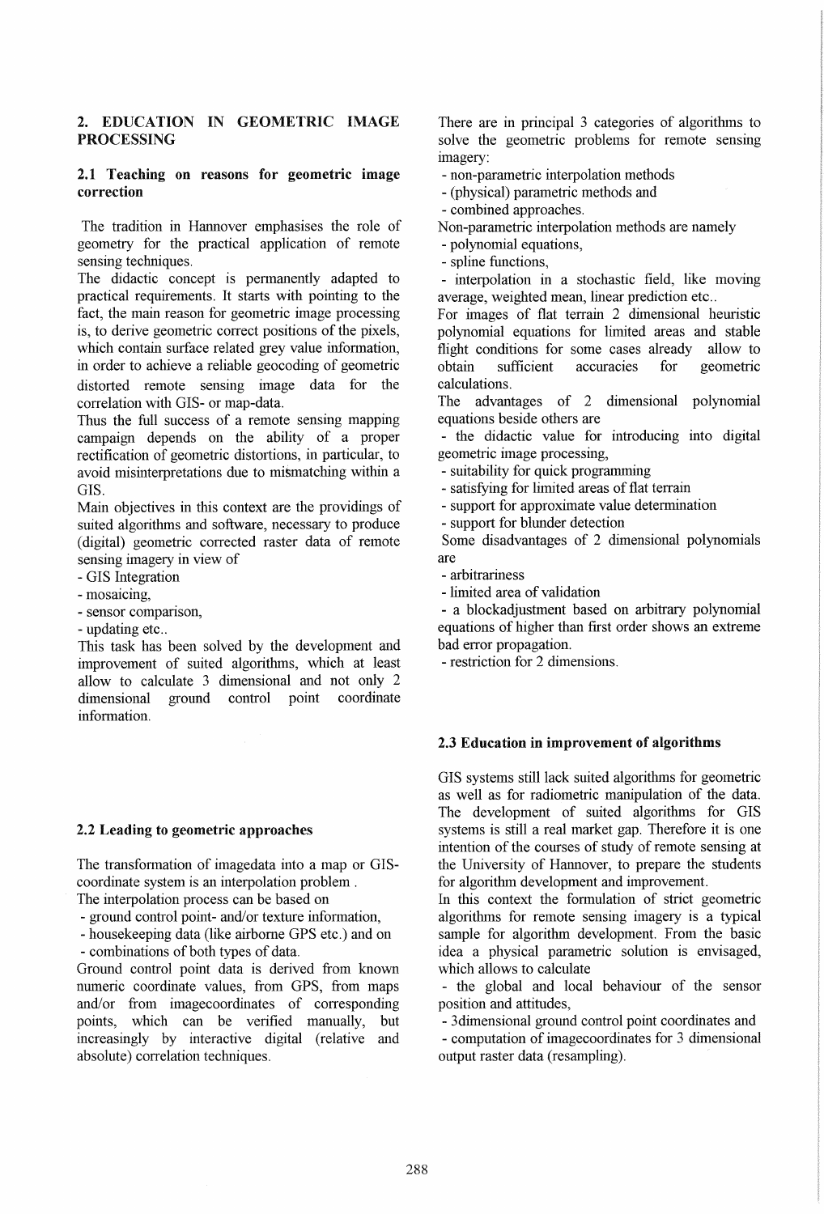## 2. EDUCATION IN GEOMETRIC IMAGE PROCESSING

### 2.1 Teaching on reasons for geometric image correction

The tradition in Hannover emphasises the role of geometry for the practical application of remote sensing techniques.

The didactic concept is permanently adapted to practical requirements. It starts with pointing to the fact, the main reason for geometric image processing is, to derive geometric correct positions of the pixels, which contain surface related grey value information, in order to achieve a reliable geocoding of geometric distorted remote sensing image data for the correlation with GIS- or map-data.

Thus the full success of a remote sensing mapping campaign depends on the ability of a proper rectification of geometric distortions, in particular, to avoid misinterpretations due to mismatching within a GIS.

Main objectives in this context are the providings of suited algorithms and software, necessary to produce (digital) geometric corrected raster data of remote sensing imagery in view of

- GIS Integration
- mosaicing,
- sensor comparison,
- updating etc..

This task has been solved by the development and improvement of suited algorithms, which at least allow to calculate 3 dimensional and not only 2 dimensional ground control point coordinate information.

### 2.2 Leading to geometric approaches

The transformation of imagedata into a map or GIS-coordinate system is an interpolation problem .

The interpolation process can be based on

- ground control point- and/or texture information,
- housekeeping data (like airborne GPS etc.) and on
- combinations of both types of data.

Ground control point data is derived from known numeric coordinate values, from GPS, from maps and/or from imagecoordinates of corresponding points, which can be verified manually, but increasingly by interactive digital (relative and absolute) correlation techniques.

There are in principal 3 categories of algorithms to solve the geometric problems for remote sensing imagery:

- non-parametric interpolation methods
- (physical) parametric methods and
- combined approaches.

Non-parametric interpolation methods are namely

- polynomial equations,
- spline functions,
- interpolation in a stochastic field, like moving average, weighted mean, linear prediction etc..

For images of flat terrain 2 dimensional heuristic polynomial equations for limited areas and stable flight conditions for some cases already allow to obtain sufficient accuracies for geometric calculations.

The advantages of 2 dimensional polynomial equations beside others are

- the didactic value for introducing into digital geometric image processing,
- suitability for quick programming
- satisfying for limited areas of flat terrain
- support for approximate value determination
- support for blunder detection

Some disadvantages of 2 dimensional polynomials are

- arbitrariness
- limited area of validation
- a blockadjustment based on arbitrary polynomial equations of higher than first order shows an extreme bad error propagation.
- restriction for 2 dimensions.

### 2.3 Education in improvement of algorithms

GIS systems still lack suited algorithms for geometric as well as for radiometric manipulation of the data. The development of suited algorithms for GIS systems is still a real market gap. Therefore it is one intention of the courses of study of remote sensing at the University of Hannover, to prepare the students for algorithm development and improvement.

In this context the formulation of strict geometric algorithms for remote sensing imagery is a typical sample for algorithm development. From the basic idea a physical parametric solution is envisaged, which allows to calculate

- the global and local behaviour of the sensor position and attitudes,
- 3dimensional ground control point coordinates and
- computation of imagecoordinates for 3 dimensional output raster data (resampling).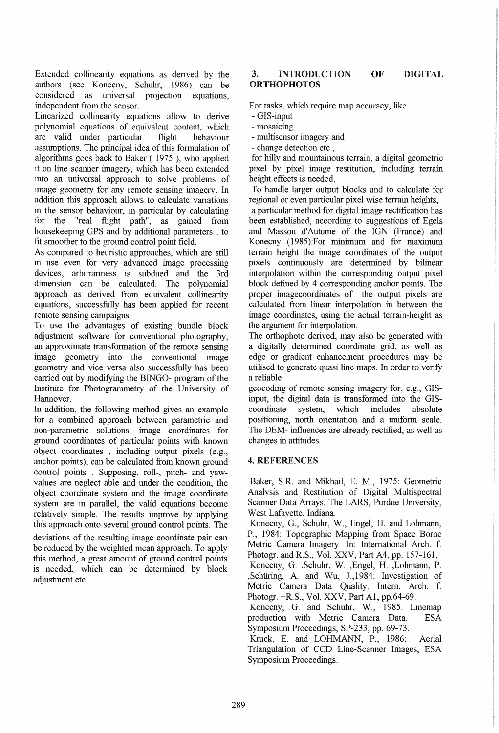Extended collinearity equations as derived by the authors (see Konecny, Schuhr, 1986) can be considered as universal projection equations, independent from the sensor.

Linearized collinearity equations allow to derive polynomial equations of equivalent content, which are valid under particular flight behaviour assumptions. The principal idea of this formulation of algorithms goes back to Baker ( 1975 ), who applied it on line scanner imagery, which has been extended into an universal approach to solve problems of image geometry for any remote sensing imagery. In addition this approach allows to calculate variations in the sensor behaviour, in particular by calculating for the "real flight path", as gained from housekeeping GPS and by additional parameters , to fit smoother to the ground control point field.

As compared to heuristic approaches, which are still in use even for very advanced image processing devices, arbitrariness is subdued and the 3rd dimension can be calculated. The polynomial approach as derived from equivalent collinearity equations, successfully has been applied for recent remote sensing campaigns.

To use the advantages of existing bundle block adjustment software for conventional photography, an approximate transformation of the remote sensing image geometry into the conventional image geometry and vice versa also successfully has been carried out by modifying the BINGO- program of the Institute for Photogrammetry of the University of Hannover.

In addition, the following method gives an example for a combined approach between parametric and non-parametric solutions: image coordinates for ground coordinates of particular points with known object coordinates , including output pixels (e.g., anchor points), can be calculated from known ground control points . Supposing, roll-, pitch- and yaw-values are neglect able and under the condition, the object coordinate system and the image coordinate system are in parallel, the valid equations become relatively simple. The results improve by applying this approach onto several ground control points. The deviations of the resulting image coordinate pair can be reduced by the weighted mean approach. To apply this method, a great amount of ground control points is needed, which can be determined by block adjustment etc..

## 3. INTRODUCTION OF DIGITAL ORTHOPHOTOS

For tasks, which require map accuracy, like

- GIS-input
- mosaicing,
- multisensor imagery and
- change detection etc.,

for hilly and mountainous terrain, a digital geometric pixel by pixel image restitution, including terrain height effects is needed.

To handle larger output blocks and to calculate for regional or even particular pixel wise terrain heights, a particular method for digital image rectification has been established, according to suggestions of Egels and Massou d'Autume of the IGN (France) and Konecny (1985):For minimum and for maximum terrain height the image coordinates of the output pixels continuously are determined by bilinear interpolation within the corresponding output pixel block defined by 4 corresponding anchor points. The proper imagecoordinates of the output pixels are calculated from linear interpolation in between the image coordinates, using the actual terrain-height as the argument for interpolation.

The orthophoto derived, may also be generated with a digitally determined coordinate grid, as well as edge or gradient enhancement procedures may be utilised to generate quasi line maps. In order to verify a reliable geocoding of remote sensing imagery for, e.g., GIS-input, the digital data is transformed into the GIS-coordinate system, which includes absolute positioning, north orientation and a uniform scale. The DEM- influences are already rectified, as well as changes in attitudes.

## 4. REFERENCES

Baker, S.R. and Mikhail, E. M., 1975: Geometric Analysis and Restitution of Digital Multispectral Scanner Data Arrays. The LARS, Purdue University, West Lafayette, Indiana.

Konecny, G., Schuhr, W., Engel, H. and Lohmann, P., 1984: Topographic Mapping from Space Borne Metric Camera Imagery. In: International Arch. f. Photogr. and R.S., Vol. XXV, Part A4, pp. 157-161.

Konecny, G. ,Schuhr, W. ,Engel, H. ,Lohmann, P. ,Schüring, A. and Wu, J.,1984: Investigation of Metric Camera Data Quality, Intern. Arch. f. Photogr. +R.S., Vol. XXV, Part A1, pp.64-69.

Konecny, G. and Schuhr, W., 1985: Linemap production with Metric Camera Data. ESA Symposium Proceedings, SP-233, pp. 69-73.

Kruck, E. and LOHMANN, P., 1986: Aerial Triangulation of CCD Line-Scanner Images, ESA Symposium Proceedings.